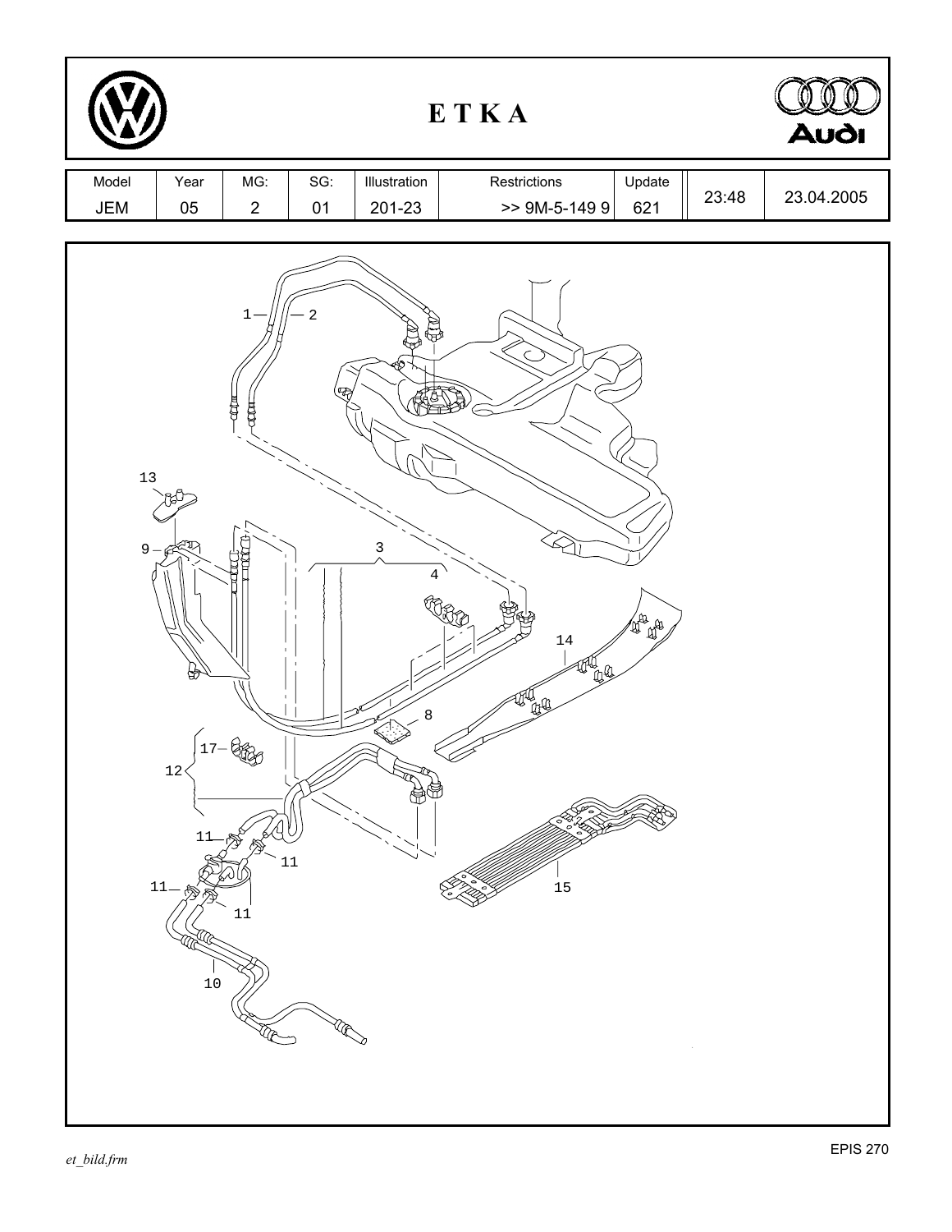# E T K A

| Model | Year | MG: | SG: | Illustration | Restrictions | Update | | |
|---|---|---|---|---|---|---|---|---|
| JEM | 05 | 2 | 01 | 201-23 | >> 9M-5-149 9 | 621 | 23:48 | 23.04.2005 |

1 — 2

13

9 —

3

4

14

8

17 —

12

11

11

11 —

11

15

10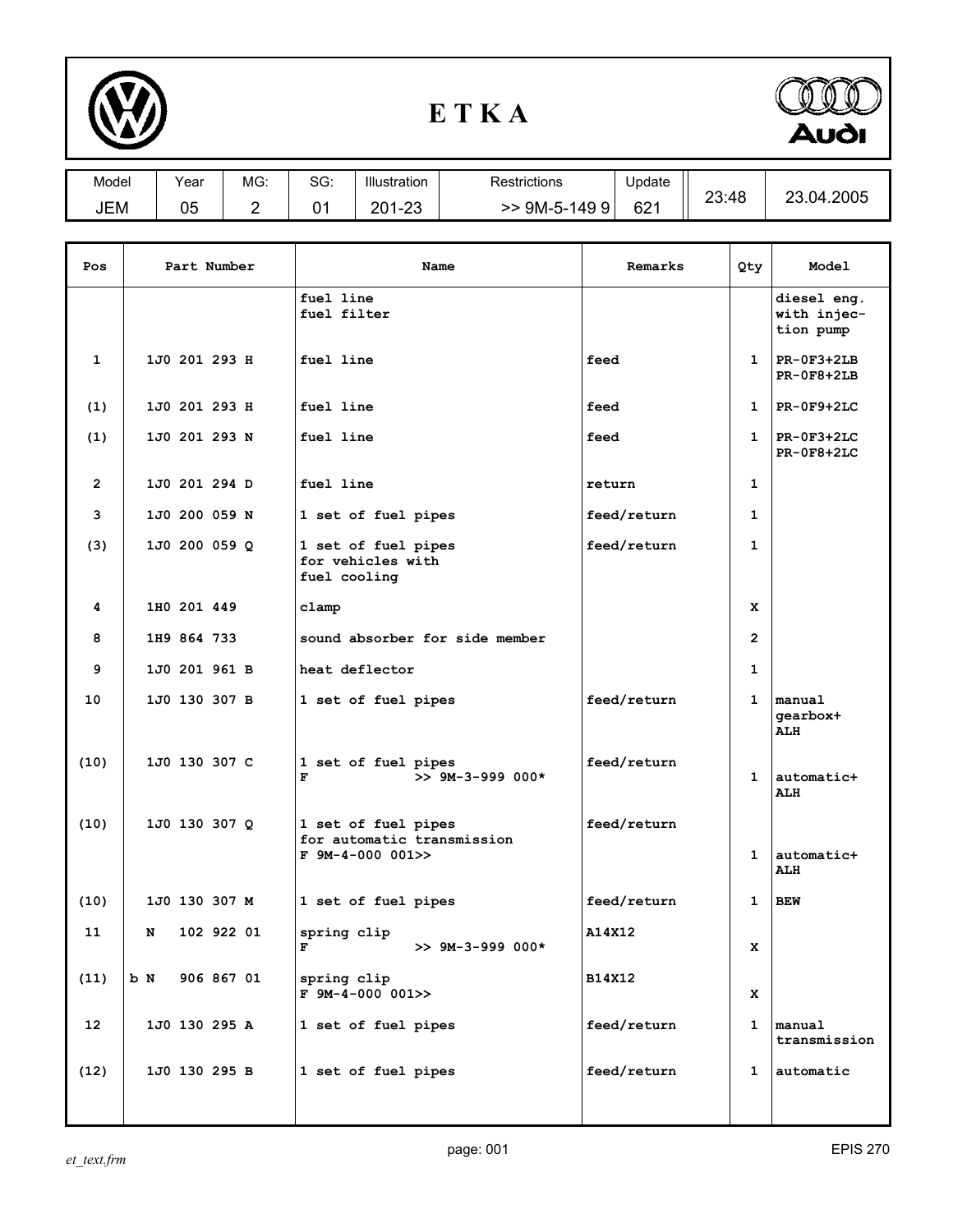# E T K A

| Model | Year | MG: | SG: | Illustration | Restrictions | Update | | |
|---|---|---|---|---|---|---|---|---|
| JEM | 05 | 2 | 01 | 201-23 | >> 9M-5-149 9 | 621 | 23:48 | 23.04.2005 |

| Pos | Part Number | Name | Remarks | Qty | Model |
|---|---|---|---|---|---|
| | | fuel line<br>fuel filter | | | diesel eng. with injection pump |
| 1 | 1J0 201 293 H | fuel line | feed | 1 | PR-0F3+2LB<br>PR-0F8+2LB |
| (1) | 1J0 201 293 H | fuel line | feed | 1 | PR-0F9+2LC |
| (1) | 1J0 201 293 N | fuel line | feed | 1 | PR-0F3+2LC<br>PR-0F8+2LC |
| 2 | 1J0 201 294 D | fuel line | return | 1 | |
| 3 | 1J0 200 059 N | 1 set of fuel pipes | feed/return | 1 | |
| (3) | 1J0 200 059 Q | 1 set of fuel pipes for vehicles with fuel cooling | feed/return | 1 | |
| 4 | 1H0 201 449 | clamp | | X | |
| 8 | 1H9 864 733 | sound absorber for side member | | 2 | |
| 9 | 1J0 201 961 B | heat deflector | | 1 | |
| 10 | 1J0 130 307 B | 1 set of fuel pipes | feed/return | 1 | manual gearbox+ ALH |
| (10) | 1J0 130 307 C | 1 set of fuel pipes<br>F >> 9M-3-999 000* | feed/return | 1 | automatic+ ALH |
| (10) | 1J0 130 307 Q | 1 set of fuel pipes for automatic transmission<br>F 9M-4-000 001>> | feed/return | 1 | automatic+ ALH |
| (10) | 1J0 130 307 M | 1 set of fuel pipes | feed/return | 1 | BEW |
| 11 | N 102 922 01 | spring clip<br>F >> 9M-3-999 000* | A14X12 | X | |
| (11) | b N 906 867 01 | spring clip<br>F 9M-4-000 001>> | B14X12 | X | |
| 12 | 1J0 130 295 A | 1 set of fuel pipes | feed/return | 1 | manual transmission |
| (12) | 1J0 130 295 B | 1 set of fuel pipes | feed/return | 1 | automatic |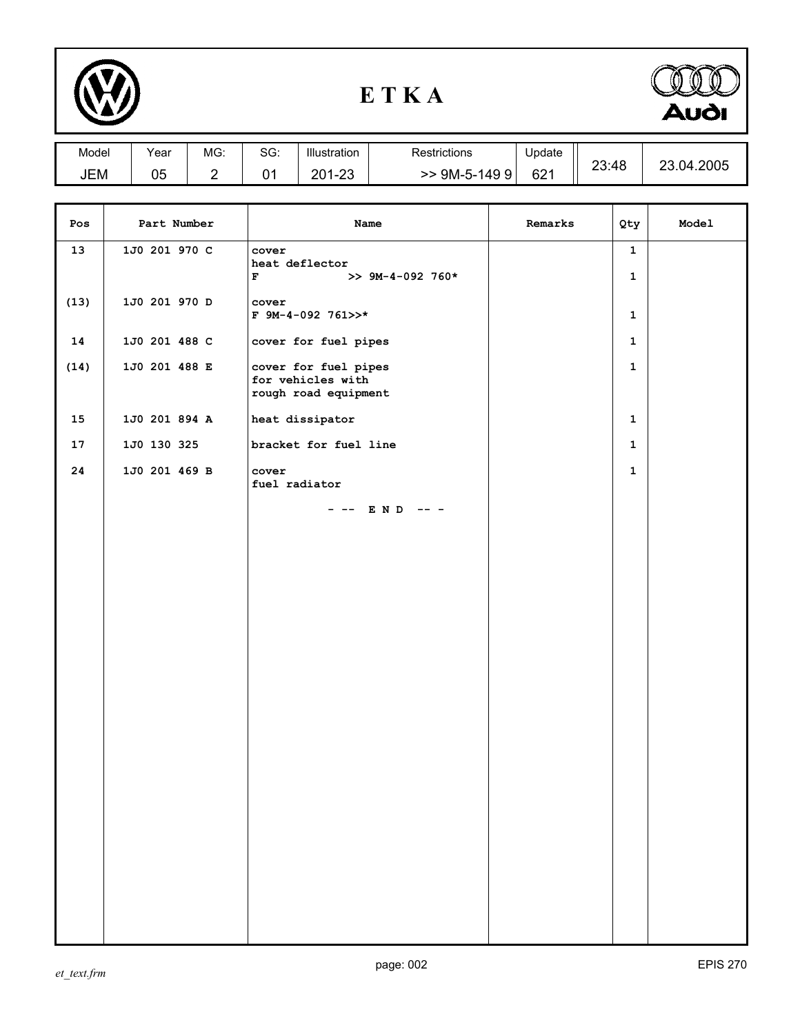# E T K A

| Model | Year | MG: | SG: | Illustration | Restrictions | Update | | |
|---|---|---|---|---|---|---|---|---|
| JEM | 05 | 2 | 01 | 201-23 | >> 9M-5-149 9 | 621 | 23:48 | 23.04.2005 |

| Pos | Part Number | Name | Remarks | Qty | Model |
|---|---|---|---|---|---|
| 13 | 1J0 201 970 C | cover | | 1 | |
| | | heat deflector | | | |
| | | F >> 9M-4-092 760* | | 1 | |
| (13) | 1J0 201 970 D | cover | | | |
| | | F 9M-4-092 761>>* | | 1 | |
| 14 | 1J0 201 488 C | cover for fuel pipes | | 1 | |
| (14) | 1J0 201 488 E | cover for fuel pipes for vehicles with rough road equipment | | 1 | |
| 15 | 1J0 201 894 A | heat dissipator | | 1 | |
| 17 | 1J0 130 325 | bracket for fuel line | | 1 | |
| 24 | 1J0 201 469 B | cover fuel radiator | | 1 | |
| | | - -- E N D -- - | | | |

et_text.frm

EPIS 270